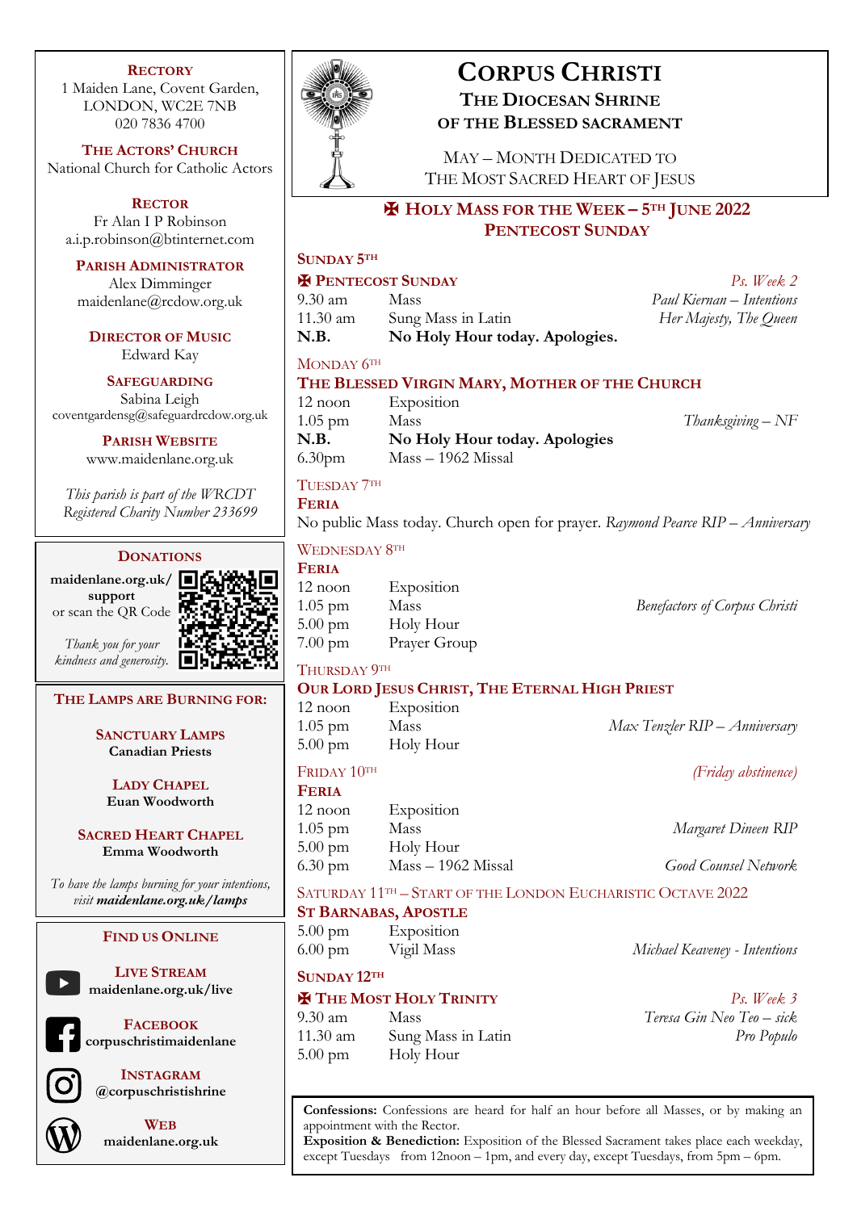# Corpus Christi

## The Diocesan Shrine of the Blessed Sacrament

May – Month Dedicated to The Most Sacred Heart of Jesus

## ✠ Holy Mass for the Week – 5th June 2022
## Pentecost Sunday

### Sunday 5th

**✠ Pentecost Sunday** — *Ps. Week 2*

| | | |
|---|---|---|
| 9.30 am | Mass | *Paul Kiernan – Intentions* |
| 11.30 am | Sung Mass in Latin | *Her Majesty, The Queen* |
| **N.B.** | **No Holy Hour today. Apologies.** | |

### Monday 6th

**The Blessed Virgin Mary, Mother of the Church**

| | | |
|---|---|---|
| 12 noon | Exposition | |
| 1.05 pm | Mass | *Thanksgiving – NF* |
| **N.B.** | **No Holy Hour today. Apologies** | |
| 6.30pm | Mass – 1962 Missal | |

### Tuesday 7th

**Feria**

No public Mass today. Church open for prayer. *Raymond Pearce RIP – Anniversary*

### Wednesday 8th

**Feria**

| | | |
|---|---|---|
| 12 noon | Exposition | |
| 1.05 pm | Mass | *Benefactors of Corpus Christi* |
| 5.00 pm | Holy Hour | |
| 7.00 pm | Prayer Group | |

### Thursday 9th

**Our Lord Jesus Christ, The Eternal High Priest**

| | | |
|---|---|---|
| 12 noon | Exposition | |
| 1.05 pm | Mass | *Max Tenzler RIP – Anniversary* |
| 5.00 pm | Holy Hour | |

### Friday 10th — *(Friday abstinence)*

**Feria**

| | | |
|---|---|---|
| 12 noon | Exposition | |
| 1.05 pm | Mass | *Margaret Dineen RIP* |
| 5.00 pm | Holy Hour | |
| 6.30 pm | Mass – 1962 Missal | *Good Counsel Network* |

### Saturday 11th – Start of the London Eucharistic Octave 2022

**St Barnabas, Apostle**

| | | |
|---|---|---|
| 5.00 pm | Exposition | |
| 6.00 pm | Vigil Mass | *Michael Keaveney - Intentions* |

### Sunday 12th

**✠ The Most Holy Trinity** — *Ps. Week 3*

| | | |
|---|---|---|
| 9.30 am | Mass | *Teresa Gin Neo Teo – sick* |
| 11.30 am | Sung Mass in Latin | *Pro Populo* |
| 5.00 pm | Holy Hour | |

**Confessions:** Confessions are heard for half an hour before all Masses, or by making an appointment with the Rector.
**Exposition & Benediction:** Exposition of the Blessed Sacrament takes place each weekday, except Tuesdays from 12noon – 1pm, and every day, except Tuesdays, from 5pm – 6pm.

---

**Rectory**
1 Maiden Lane, Covent Garden,
LONDON, WC2E 7NB
020 7836 4700

**The Actors' Church**
National Church for Catholic Actors

**Rector**
Fr Alan I P Robinson
a.i.p.robinson@btinternet.com

**Parish Administrator**
Alex Dimminger
maidenlane@rcdow.org.uk

**Director of Music**
Edward Kay

**Safeguarding**
Sabina Leigh
coventgardensg@safeguardrcdow.org.uk

**Parish Website**
www.maidenlane.org.uk

*This parish is part of the WRCDT*
*Registered Charity Number 233699*

**Donations**
**maidenlane.org.uk/support**
or scan the QR Code

*Thank you for your kindness and generosity.*

**The Lamps are Burning for:**

**Sanctuary Lamps**
**Canadian Priests**

**Lady Chapel**
**Euan Woodworth**

**Sacred Heart Chapel**
**Emma Woodworth**

*To have the lamps burning for your intentions, visit* ***maidenlane.org.uk/lamps***

**Find us Online**

**Live Stream**
**maidenlane.org.uk/live**

**Facebook**
**corpuschristimaidenlane**

**Instagram**
**@corpuschristishrine**

**Web**
**maidenlane.org.uk**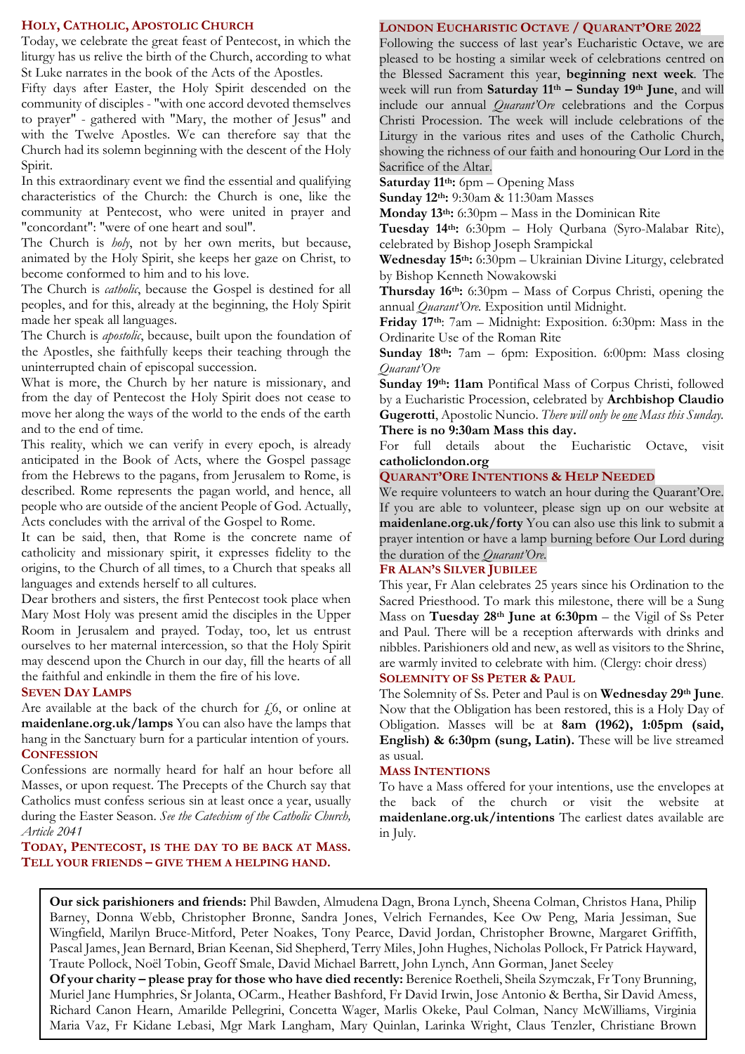## Holy, Catholic, Apostolic Church

Today, we celebrate the great feast of Pentecost, in which the liturgy has us relive the birth of the Church, according to what St Luke narrates in the book of the Acts of the Apostles.

Fifty days after Easter, the Holy Spirit descended on the community of disciples - "with one accord devoted themselves to prayer" - gathered with "Mary, the mother of Jesus" and with the Twelve Apostles. We can therefore say that the Church had its solemn beginning with the descent of the Holy Spirit.

In this extraordinary event we find the essential and qualifying characteristics of the Church: the Church is one, like the community at Pentecost, who were united in prayer and "concordant": "were of one heart and soul".

The Church is *holy*, not by her own merits, but because, animated by the Holy Spirit, she keeps her gaze on Christ, to become conformed to him and to his love.

The Church is *catholic*, because the Gospel is destined for all peoples, and for this, already at the beginning, the Holy Spirit made her speak all languages.

The Church is *apostolic*, because, built upon the foundation of the Apostles, she faithfully keeps their teaching through the uninterrupted chain of episcopal succession.

What is more, the Church by her nature is missionary, and from the day of Pentecost the Holy Spirit does not cease to move her along the ways of the world to the ends of the earth and to the end of time.

This reality, which we can verify in every epoch, is already anticipated in the Book of Acts, where the Gospel passage from the Hebrews to the pagans, from Jerusalem to Rome, is described. Rome represents the pagan world, and hence, all people who are outside of the ancient People of God. Actually, Acts concludes with the arrival of the Gospel to Rome.

It can be said, then, that Rome is the concrete name of catholicity and missionary spirit, it expresses fidelity to the origins, to the Church of all times, to a Church that speaks all languages and extends herself to all cultures.

Dear brothers and sisters, the first Pentecost took place when Mary Most Holy was present amid the disciples in the Upper Room in Jerusalem and prayed. Today, too, let us entrust ourselves to her maternal intercession, so that the Holy Spirit may descend upon the Church in our day, fill the hearts of all the faithful and enkindle in them the fire of his love.

## Seven Day Lamps

Are available at the back of the church for £6, or online at **maidenlane.org.uk/lamps** You can also have the lamps that hang in the Sanctuary burn for a particular intention of yours.

## Confession

Confessions are normally heard for half an hour before all Masses, or upon request. The Precepts of the Church say that Catholics must confess serious sin at least once a year, usually during the Easter Season. *See the Catechism of the Catholic Church, Article 2041*

**TODAY, PENTECOST, IS THE DAY TO BE BACK AT MASS. TELL YOUR FRIENDS – GIVE THEM A HELPING HAND.**

## London Eucharistic Octave / Quarant'Ore 2022

Following the success of last year's Eucharistic Octave, we are pleased to be hosting a similar week of celebrations centred on the Blessed Sacrament this year, **beginning next week**. The week will run from **Saturday 11th – Sunday 19th June**, and will include our annual *Quarant'Ore* celebrations and the Corpus Christi Procession. The week will include celebrations of the Liturgy in the various rites and uses of the Catholic Church, showing the richness of our faith and honouring Our Lord in the Sacrifice of the Altar.

**Saturday 11th:** 6pm – Opening Mass

**Sunday 12th:** 9:30am & 11:30am Masses

**Monday 13th:** 6:30pm – Mass in the Dominican Rite

**Tuesday 14th:** 6:30pm – Holy Qurbana (Syro-Malabar Rite), celebrated by Bishop Joseph Srampickal

**Wednesday 15th:** 6:30pm – Ukrainian Divine Liturgy, celebrated by Bishop Kenneth Nowakowski

**Thursday 16th:** 6:30pm – Mass of Corpus Christi, opening the annual *Quarant'Ore*. Exposition until Midnight.

**Friday 17th**: 7am – Midnight: Exposition. 6:30pm: Mass in the Ordinarite Use of the Roman Rite

**Sunday 18th:** 7am – 6pm: Exposition. 6:00pm: Mass closing *Quarant'Ore*

**Sunday 19th: 11am** Pontifical Mass of Corpus Christi, followed by a Eucharistic Procession, celebrated by **Archbishop Claudio Gugerotti**, Apostolic Nuncio. *There will only be one Mass this Sunday.* **There is no 9:30am Mass this day.**

For full details about the Eucharistic Octave, visit **catholiclondon.org**

## Quarant'Ore Intentions & Help Needed

We require volunteers to watch an hour during the Quarant'Ore. If you are able to volunteer, please sign up on our website at **maidenlane.org.uk/forty** You can also use this link to submit a prayer intention or have a lamp burning before Our Lord during the duration of the *Quarant'Ore*.

## Fr Alan's Silver Jubilee

This year, Fr Alan celebrates 25 years since his Ordination to the Sacred Priesthood. To mark this milestone, there will be a Sung Mass on **Tuesday 28th June at 6:30pm** – the Vigil of Ss Peter and Paul. There will be a reception afterwards with drinks and nibbles. Parishioners old and new, as well as visitors to the Shrine, are warmly invited to celebrate with him. (Clergy: choir dress)

## Solemnity of Ss Peter & Paul

The Solemnity of Ss. Peter and Paul is on **Wednesday 29th June**. Now that the Obligation has been restored, this is a Holy Day of Obligation. Masses will be at **8am (1962), 1:05pm (said, English) & 6:30pm (sung, Latin).** These will be live streamed as usual.

## Mass Intentions

To have a Mass offered for your intentions, use the envelopes at the back of the church or visit the website at **maidenlane.org.uk/intentions** The earliest dates available are in July.

**Our sick parishioners and friends:** Phil Bawden, Almudena Dagn, Brona Lynch, Sheena Colman, Christos Hana, Philip Barney, Donna Webb, Christopher Bronne, Sandra Jones, Velrich Fernandes, Kee Ow Peng, Maria Jessiman, Sue Wingfield, Marilyn Bruce-Mitford, Peter Noakes, Tony Pearce, David Jordan, Christopher Browne, Margaret Griffith, Pascal James, Jean Bernard, Brian Keenan, Sid Shepherd, Terry Miles, John Hughes, Nicholas Pollock, Fr Patrick Hayward, Traute Pollock, Noël Tobin, Geoff Smale, David Michael Barrett, John Lynch, Ann Gorman, Janet Seeley

**Of your charity – please pray for those who have died recently:** Berenice Roetheli, Sheila Szymczak, Fr Tony Brunning, Muriel Jane Humphries, Sr Jolanta, OCarm., Heather Bashford, Fr David Irwin, Jose Antonio & Bertha, Sir David Amess, Richard Canon Hearn, Amarilde Pellegrini, Concetta Wager, Marlis Okeke, Paul Colman, Nancy McWilliams, Virginia Maria Vaz, Fr Kidane Lebasi, Mgr Mark Langham, Mary Quinlan, Larinka Wright, Claus Tenzler, Christiane Brown